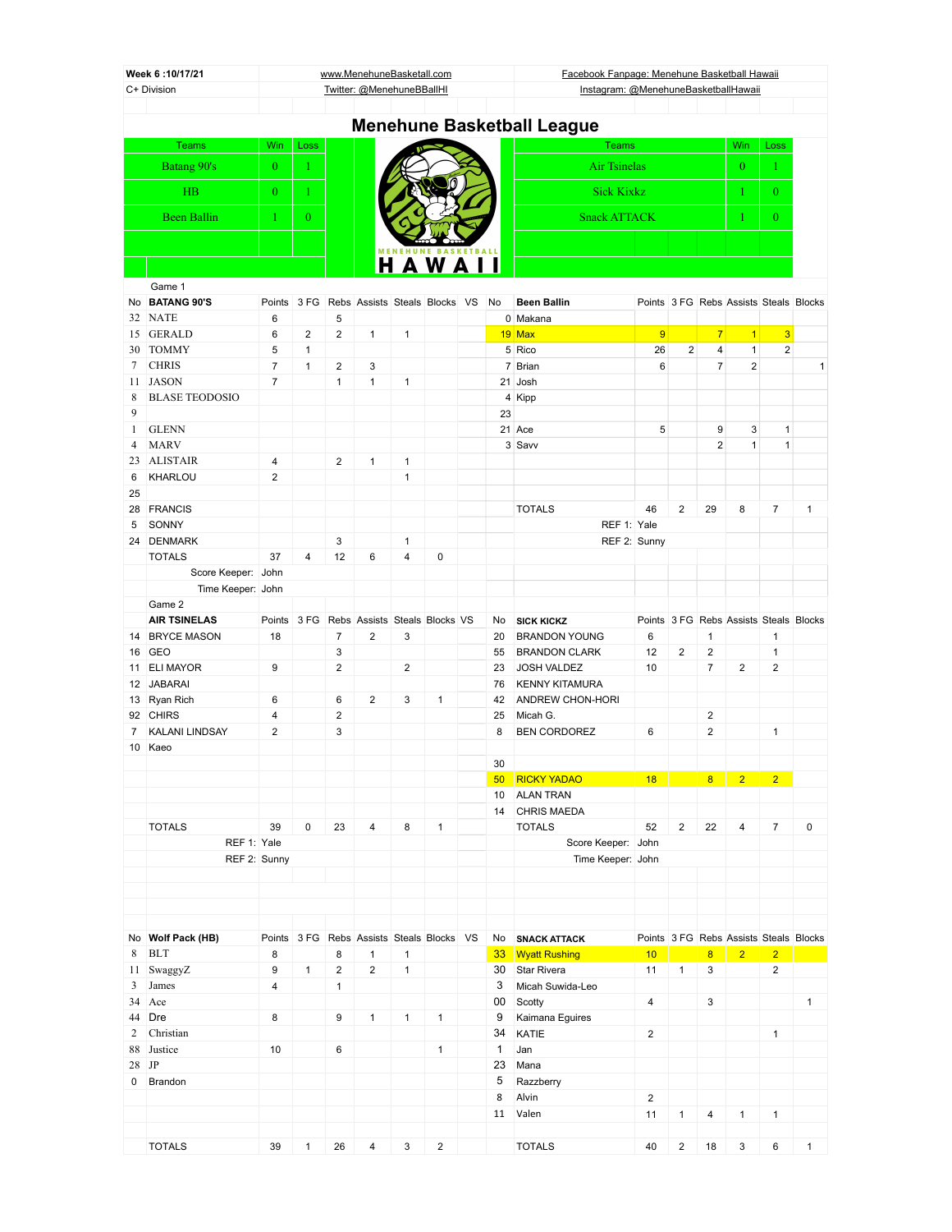Week 6 :10/17/21 | www.MenehuneBasketall.com | Facebook Fanpage: Menehune Basketball Hawaii

C+ Division | Twitter: @MenehuneBBallHI | Instagram: @MenehuneBasketballHawaii

# Menehune Basketball League

| Teams | Win | Loss |
|---|---|---|
| Batang 90's | 0 | 1 |
| HB | 0 | 1 |
| Been Ballin | 1 | 0 |

| Teams | Win | Loss |
|---|---|---|
| Air Tsinelas | 0 | 1 |
| Sick Kixkz | 1 | 0 |
| Snack ATTACK | 1 | 0 |

Game 1

| No | BATANG 90'S | Points | 3 FG | Rebs | Assists | Steals | Blocks |
|---|---|---|---|---|---|---|---|
| 32 | NATE | 6 | | 5 | | | |
| 15 | GERALD | 6 | 2 | 2 | 1 | 1 | |
| 30 | TOMMY | 5 | 1 | | | | |
| 7 | CHRIS | 7 | 1 | 2 | 3 | | |
| 11 | JASON | 7 | | 1 | 1 | 1 | |
| 8 | BLASE TEODOSIO | | | | | | |
| 9 | | | | | | | |
| 1 | GLENN | | | | | | |
| 4 | MARV | | | | | | |
| 23 | ALISTAIR | 4 | | 2 | 1 | 1 | |
| 6 | KHARLOU | 2 | | | | 1 | |
| 25 | | | | | | | |
| 28 | FRANCIS | | | | | | |
| 5 | SONNY | | | | | | |
| 24 | DENMARK | | | 3 | | 1 | |
| | TOTALS | 37 | 4 | 12 | 6 | 4 | 0 |

Score Keeper: John
Time Keeper: John

| No | Been Ballin | Points | 3 FG | Rebs | Assists | Steals | Blocks |
|---|---|---|---|---|---|---|---|
| 0 | Makana | | | | | | |
| 19 | Max | 9 | | 7 | 1 | 3 | |
| 5 | Rico | 26 | 2 | 4 | 1 | 2 | |
| 7 | Brian | 6 | | 7 | 2 | | 1 |
| 21 | Josh | | | | | | |
| 4 | Kipp | | | | | | |
| 23 | | | | | | | |
| 21 | Ace | 5 | | 9 | 3 | 1 | |
| 3 | Savv | | | 2 | 1 | 1 | |
| | TOTALS | 46 | 2 | 29 | 8 | 7 | 1 |

REF 1: Yale
REF 2: Sunny

Game 2

| No | AIR TSINELAS | Points | 3 FG | Rebs | Assists | Steals | Blocks |
|---|---|---|---|---|---|---|---|
| 14 | BRYCE MASON | 18 | | 7 | 2 | 3 | |
| 16 | GEO | | | 3 | | | |
| 11 | ELI MAYOR | 9 | | 2 | | 2 | |
| 12 | JABARAI | | | | | | |
| 13 | Ryan Rich | 6 | | 6 | 2 | 3 | 1 |
| 92 | CHIRS | 4 | | 2 | | | |
| 7 | KALANI LINDSAY | 2 | | 3 | | | |
| 10 | Kaeo | | | | | | |
| | TOTALS | 39 | 0 | 23 | 4 | 8 | 1 |

REF 1: Yale
REF 2: Sunny

| No | SICK KICKZ | Points | 3 FG | Rebs | Assists | Steals | Blocks |
|---|---|---|---|---|---|---|---|
| 20 | BRANDON YOUNG | 6 | | 1 | | 1 | |
| 55 | BRANDON CLARK | 12 | 2 | 2 | | 1 | |
| 23 | JOSH VALDEZ | 10 | | 7 | 2 | 2 | |
| 76 | KENNY KITAMURA | | | | | | |
| 42 | ANDREW CHON-HORI | | | | | | |
| 25 | Micah G. | | | 2 | | | |
| 8 | BEN CORDOREZ | 6 | | 2 | | 1 | |
| 30 | | | | | | | |
| 50 | RICKY YADAO | 18 | | 8 | 2 | 2 | |
| 10 | ALAN TRAN | | | | | | |
| 14 | CHRIS MAEDA | | | | | | |
| | TOTALS | 52 | 2 | 22 | 4 | 7 | 0 |

Score Keeper: John
Time Keeper: John

| No | Wolf Pack (HB) | Points | 3 FG | Rebs | Assists | Steals | Blocks |
|---|---|---|---|---|---|---|---|
| 8 | BLT | 8 | | 8 | 1 | 1 | |
| 11 | SwaggyZ | 9 | 1 | 2 | 2 | 1 | |
| 3 | James | 4 | | 1 | | | |
| 34 | Ace | | | | | | |
| 44 | Dre | 8 | | 9 | 1 | 1 | 1 |
| 2 | Christian | | | | | | |
| 88 | Justice | 10 | | 6 | | | 1 |
| 28 | JP | | | | | | |
| 0 | Brandon | | | | | | |
| | TOTALS | 39 | 1 | 26 | 4 | 3 | 2 |

| No | SNACK ATTACK | Points | 3 FG | Rebs | Assists | Steals | Blocks |
|---|---|---|---|---|---|---|---|
| 33 | Wyatt Rushing | 10 | | 8 | 2 | 2 | |
| 30 | Star Rivera | 11 | 1 | 3 | | 2 | |
| 3 | Micah Suwida-Leo | | | | | | |
| 00 | Scotty | 4 | | 3 | | | 1 |
| 9 | Kaimana Eguires | | | | | | |
| 34 | KATIE | 2 | | | | 1 | |
| 1 | Jan | | | | | | |
| 23 | Mana | | | | | | |
| 5 | Razzberry | | | | | | |
| 8 | Alvin | 2 | | | | | |
| 11 | Valen | 11 | 1 | 4 | 1 | 1 | |
| | TOTALS | 40 | 2 | 18 | 3 | 6 | 1 |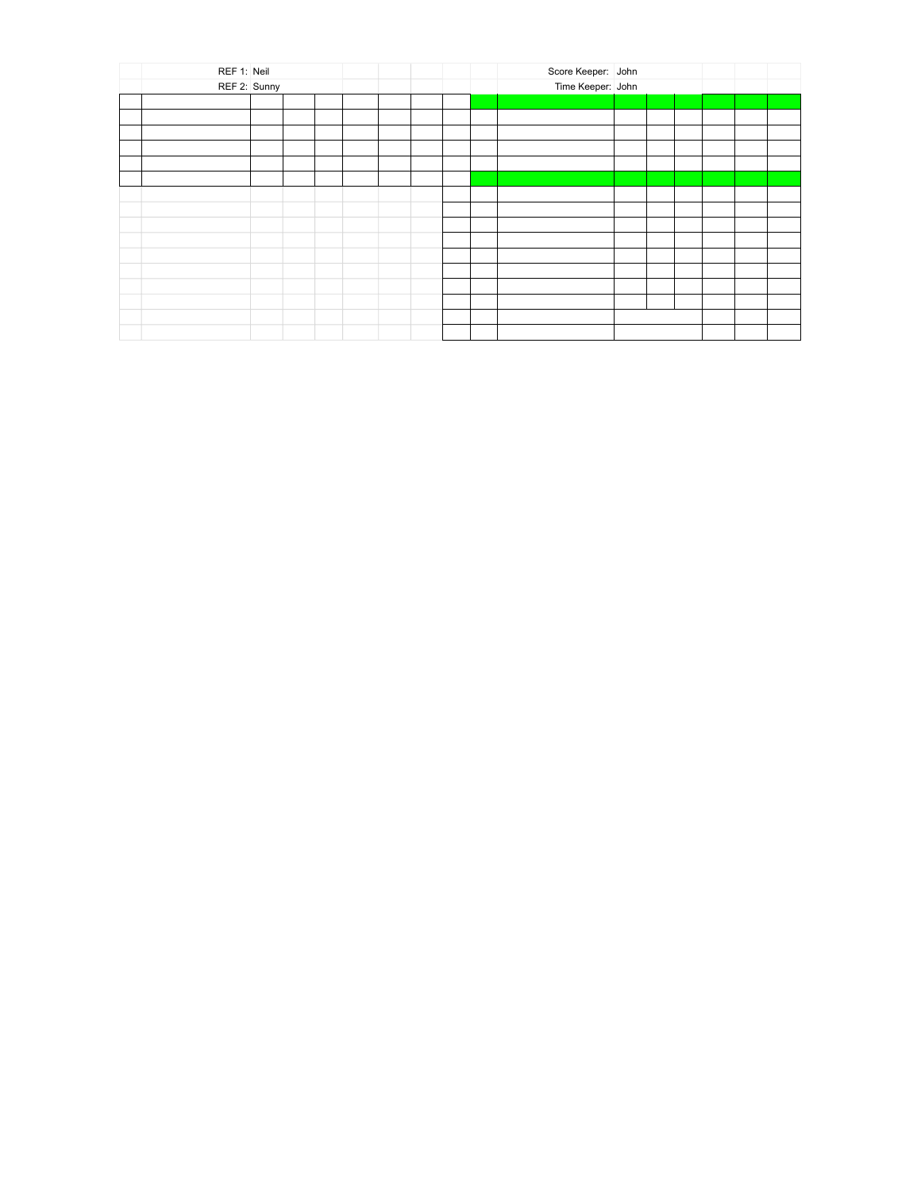| | | | | | | | | | | | | | | | | | | | | |
|---|---|---|---|---|---|---|---|---|---|---|---|---|---|---|---|---|---|---|---|---|
| | REF 1: | Neil | | | | | | | | | Score Keeper: | John | | | | |
| | REF 2: | Sunny | | | | | | | | | Time Keeper: | John | | | | |